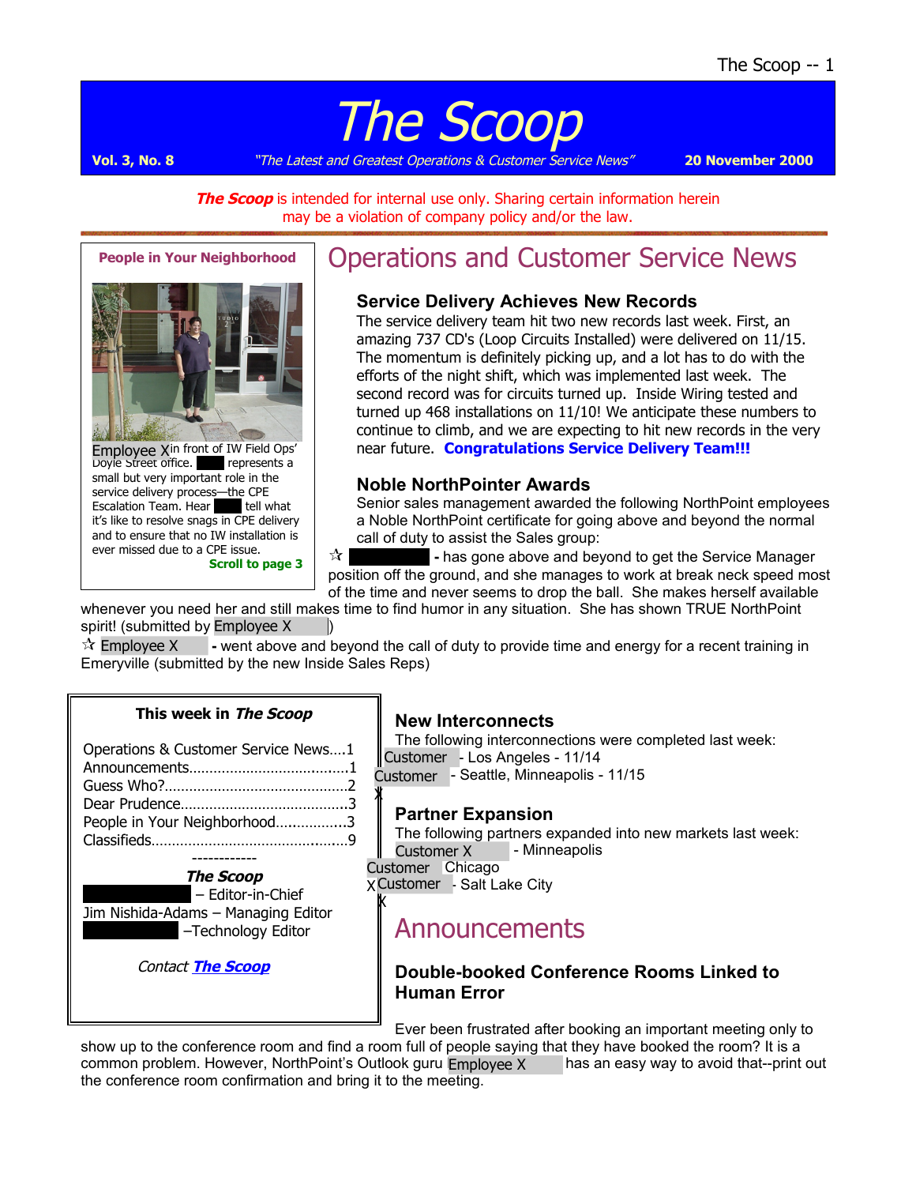# The Scoop

**Vol. 3, No. 8** *"The Latest and Greatest Operations & Customer Service News"* **20 November 2000**

***The Scoop*** is intended for internal use only. Sharing certain information herein may be a violation of company policy and/or the law.

**People in Your Neighborhood**

Employee X in front of IW Field Ops' Doyle Street office. represents a small but very important role in the service delivery process—the CPE Escalation Team. Hear tell what it's like to resolve snags in CPE delivery and to ensure that no IW installation is ever missed due to a CPE issue.

**Scroll to page 3**

## Operations and Customer Service News

### Service Delivery Achieves New Records

The service delivery team hit two new records last week. First, an amazing 737 CD's (Loop Circuits Installed) were delivered on 11/15. The momentum is definitely picking up, and a lot has to do with the efforts of the night shift, which was implemented last week. The second record was for circuits turned up. Inside Wiring tested and turned up 468 installations on 11/10! We anticipate these numbers to continue to climb, and we are expecting to hit new records in the very near future. **Congratulations Service Delivery Team!!!**

### Noble NorthPointer Awards

Senior sales management awarded the following NorthPoint employees a Noble NorthPoint certificate for going above and beyond the normal call of duty to assist the Sales group:

☆ **-** has gone above and beyond to get the Service Manager position off the ground, and she manages to work at break neck speed most of the time and never seems to drop the ball. She makes herself available whenever you need her and still makes time to find humor in any situation. She has shown TRUE NorthPoint spirit! (submitted by Employee X)

☆ Employee X **-** went above and beyond the call of duty to provide time and energy for a recent training in Emeryville (submitted by the new Inside Sales Reps)

**This week in *The Scoop***

Operations & Customer Service News....1
Announcements........................................1
Guess Who?.............................................2
Dear Prudence.........................................3
People in Your Neighborhood.................3
Classifieds...............................................9

------------

***The Scoop***

– Editor-in-Chief
Jim Nishida-Adams – Managing Editor
–Technology Editor

*Contact **The Scoop***

### New Interconnects

The following interconnections were completed last week:

Customer - Los Angeles - 11/14
Customer X - Seattle, Minneapolis - 11/15

### Partner Expansion

The following partners expanded into new markets last week:

Customer X - Minneapolis
Customer X Chicago
Customer X - Salt Lake City

## Announcements

### Double-booked Conference Rooms Linked to Human Error

Ever been frustrated after booking an important meeting only to show up to the conference room and find a room full of people saying that they have booked the room? It is a common problem. However, NorthPoint's Outlook guru Employee X has an easy way to avoid that--print out the conference room confirmation and bring it to the meeting.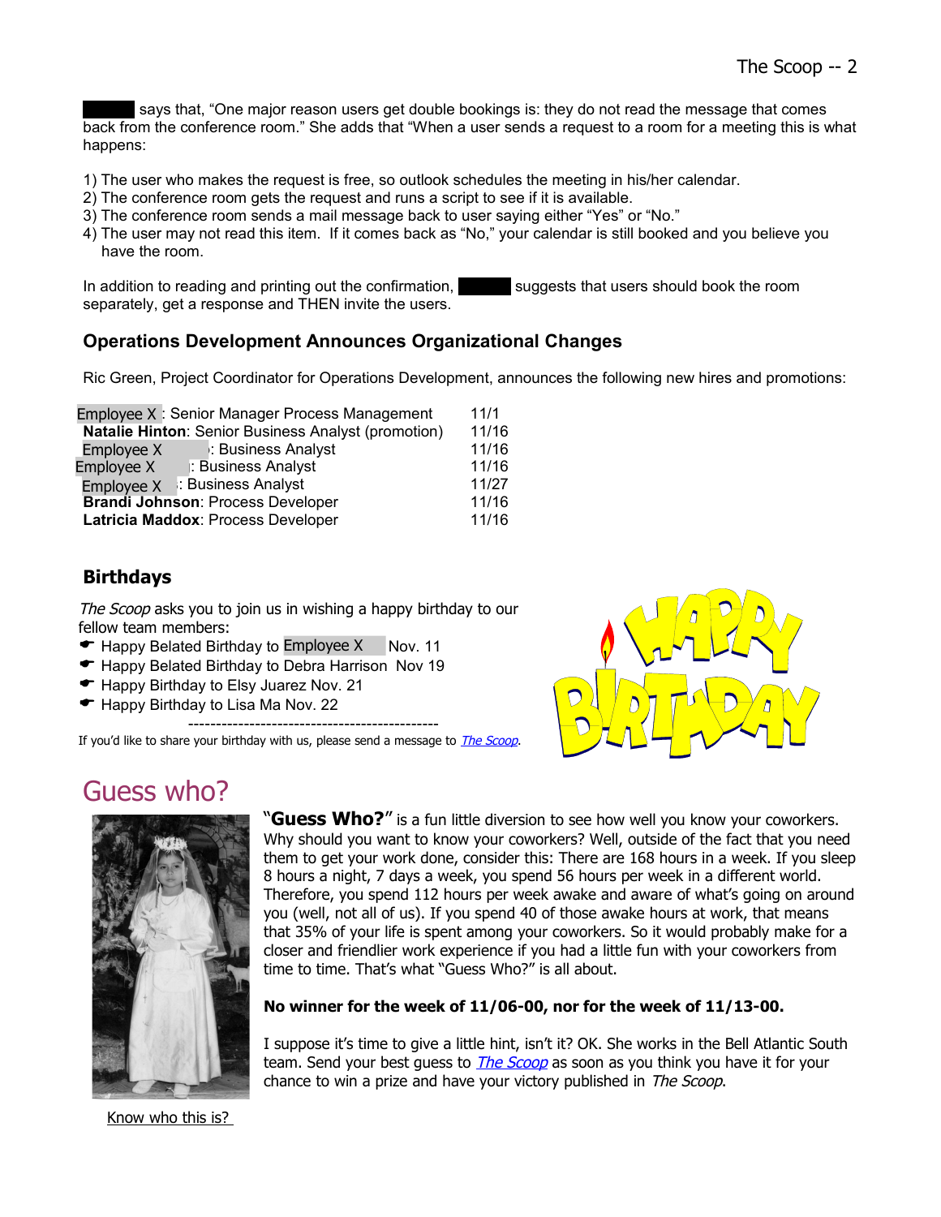says that, “One major reason users get double bookings is: they do not read the message that comes back from the conference room.” She adds that “When a user sends a request to a room for a meeting this is what happens:

1) The user who makes the request is free, so outlook schedules the meeting in his/her calendar.
2) The conference room gets the request and runs a script to see if it is available.
3) The conference room sends a mail message back to user saying either “Yes” or “No.”
4) The user may not read this item. If it comes back as “No,” your calendar is still booked and you believe you have the room.

In addition to reading and printing out the confirmation, suggests that users should book the room separately, get a response and THEN invite the users.

### Operations Development Announces Organizational Changes

Ric Green, Project Coordinator for Operations Development, announces the following new hires and promotions:

| | |
|---|---|
| Employee X : Senior Manager Process Management | 11/1 |
| **Natalie Hinton**: Senior Business Analyst (promotion) | 11/16 |
| Employee X : Business Analyst | 11/16 |
| Employee X : Business Analyst | 11/16 |
| Employee X : Business Analyst | 11/27 |
| **Brandi Johnson**: Process Developer | 11/16 |
| **Latricia Maddox**: Process Developer | 11/16 |

### Birthdays

*The Scoop* asks you to join us in wishing a happy birthday to our fellow team members:

- Happy Belated Birthday to Employee X Nov. 11
- Happy Belated Birthday to Debra Harrison Nov 19
- Happy Birthday to Elsy Juarez Nov. 21
- Happy Birthday to Lisa Ma Nov. 22

---

If you'd like to share your birthday with us, please send a message to *The Scoop*.

HAPPY BIRTHDAY

## Guess who?

“**Guess Who?**” is a fun little diversion to see how well you know your coworkers. Why should you want to know your coworkers? Well, outside of the fact that you need them to get your work done, consider this: There are 168 hours in a week. If you sleep 8 hours a night, 7 days a week, you spend 56 hours per week in a different world. Therefore, you spend 112 hours per week awake and aware of what's going on around you (well, not all of us). If you spend 40 of those awake hours at work, that means that 35% of your life is spent among your coworkers. So it would probably make for a closer and friendlier work experience if you had a little fun with your coworkers from time to time. That's what “Guess Who?” is all about.

**No winner for the week of 11/06-00, nor for the week of 11/13-00.**

I suppose it's time to give a little hint, isn't it? OK. She works in the Bell Atlantic South team. Send your best guess to *The Scoop* as soon as you think you have it for your chance to win a prize and have your victory published in *The Scoop*.

Know who this is?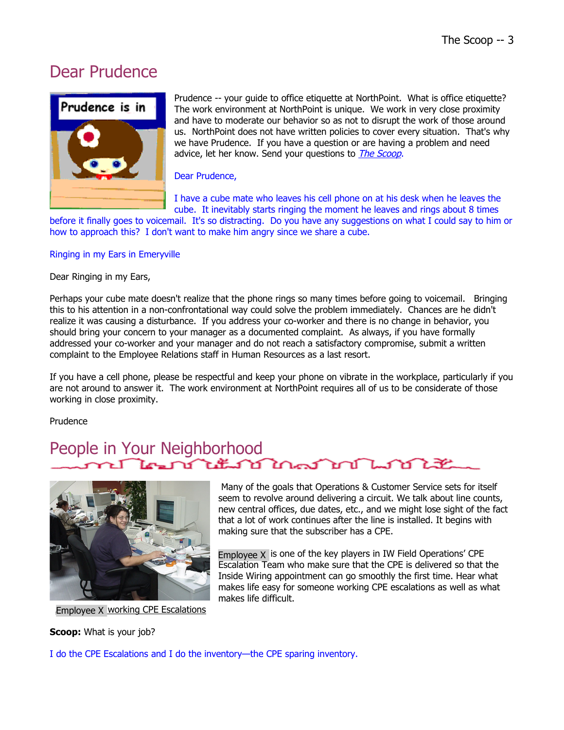# Dear Prudence

Prudence -- your guide to office etiquette at NorthPoint. What is office etiquette? The work environment at NorthPoint is unique. We work in very close proximity and have to moderate our behavior so as not to disrupt the work of those around us. NorthPoint does not have written policies to cover every situation. That's why we have Prudence. If you have a question or are having a problem and need advice, let her know. Send your questions to *The Scoop*.

Dear Prudence,

I have a cube mate who leaves his cell phone on at his desk when he leaves the cube. It inevitably starts ringing the moment he leaves and rings about 8 times before it finally goes to voicemail. It's so distracting. Do you have any suggestions on what I could say to him or how to approach this? I don't want to make him angry since we share a cube.

Ringing in my Ears in Emeryville

Dear Ringing in my Ears,

Perhaps your cube mate doesn't realize that the phone rings so many times before going to voicemail. Bringing this to his attention in a non-confrontational way could solve the problem immediately. Chances are he didn't realize it was causing a disturbance. If you address your co-worker and there is no change in behavior, you should bring your concern to your manager as a documented complaint. As always, if you have formally addressed your co-worker and your manager and do not reach a satisfactory compromise, submit a written complaint to the Employee Relations staff in Human Resources as a last resort.

If you have a cell phone, please be respectful and keep your phone on vibrate in the workplace, particularly if you are not around to answer it. The work environment at NorthPoint requires all of us to be considerate of those working in close proximity.

Prudence

# People in Your Neighborhood

Employee X working CPE Escalations

Many of the goals that Operations & Customer Service sets for itself seem to revolve around delivering a circuit. We talk about line counts, new central offices, due dates, etc., and we might lose sight of the fact that a lot of work continues after the line is installed. It begins with making sure that the subscriber has a CPE.

Employee X is one of the key players in IW Field Operations' CPE Escalation Team who make sure that the CPE is delivered so that the Inside Wiring appointment can go smoothly the first time. Hear what makes life easy for someone working CPE escalations as well as what makes life difficult.

**Scoop:** What is your job?

I do the CPE Escalations and I do the inventory—the CPE sparing inventory.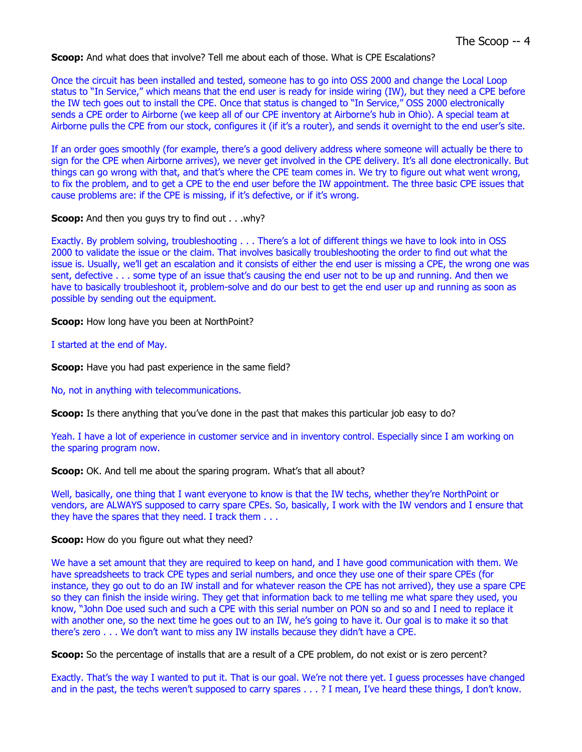**Scoop:** And what does that involve? Tell me about each of those. What is CPE Escalations?

Once the circuit has been installed and tested, someone has to go into OSS 2000 and change the Local Loop status to "In Service," which means that the end user is ready for inside wiring (IW), but they need a CPE before the IW tech goes out to install the CPE. Once that status is changed to "In Service," OSS 2000 electronically sends a CPE order to Airborne (we keep all of our CPE inventory at Airborne's hub in Ohio). A special team at Airborne pulls the CPE from our stock, configures it (if it's a router), and sends it overnight to the end user's site.

If an order goes smoothly (for example, there's a good delivery address where someone will actually be there to sign for the CPE when Airborne arrives), we never get involved in the CPE delivery. It's all done electronically. But things can go wrong with that, and that's where the CPE team comes in. We try to figure out what went wrong, to fix the problem, and to get a CPE to the end user before the IW appointment. The three basic CPE issues that cause problems are: if the CPE is missing, if it's defective, or if it's wrong.

**Scoop:** And then you guys try to find out . . .why?

Exactly. By problem solving, troubleshooting . . . There's a lot of different things we have to look into in OSS 2000 to validate the issue or the claim. That involves basically troubleshooting the order to find out what the issue is. Usually, we'll get an escalation and it consists of either the end user is missing a CPE, the wrong one was sent, defective . . . some type of an issue that's causing the end user not to be up and running. And then we have to basically troubleshoot it, problem-solve and do our best to get the end user up and running as soon as possible by sending out the equipment.

**Scoop:** How long have you been at NorthPoint?

I started at the end of May.

**Scoop:** Have you had past experience in the same field?

No, not in anything with telecommunications.

**Scoop:** Is there anything that you've done in the past that makes this particular job easy to do?

Yeah. I have a lot of experience in customer service and in inventory control. Especially since I am working on the sparing program now.

**Scoop:** OK. And tell me about the sparing program. What's that all about?

Well, basically, one thing that I want everyone to know is that the IW techs, whether they're NorthPoint or vendors, are ALWAYS supposed to carry spare CPEs. So, basically, I work with the IW vendors and I ensure that they have the spares that they need. I track them . . .

**Scoop:** How do you figure out what they need?

We have a set amount that they are required to keep on hand, and I have good communication with them. We have spreadsheets to track CPE types and serial numbers, and once they use one of their spare CPEs (for instance, they go out to do an IW install and for whatever reason the CPE has not arrived), they use a spare CPE so they can finish the inside wiring. They get that information back to me telling me what spare they used, you know, "John Doe used such and such a CPE with this serial number on PON so and so and I need to replace it with another one, so the next time he goes out to an IW, he's going to have it. Our goal is to make it so that there's zero . . . We don't want to miss any IW installs because they didn't have a CPE.

**Scoop:** So the percentage of installs that are a result of a CPE problem, do not exist or is zero percent?

Exactly. That's the way I wanted to put it. That is our goal. We're not there yet. I guess processes have changed and in the past, the techs weren't supposed to carry spares . . . ? I mean, I've heard these things, I don't know.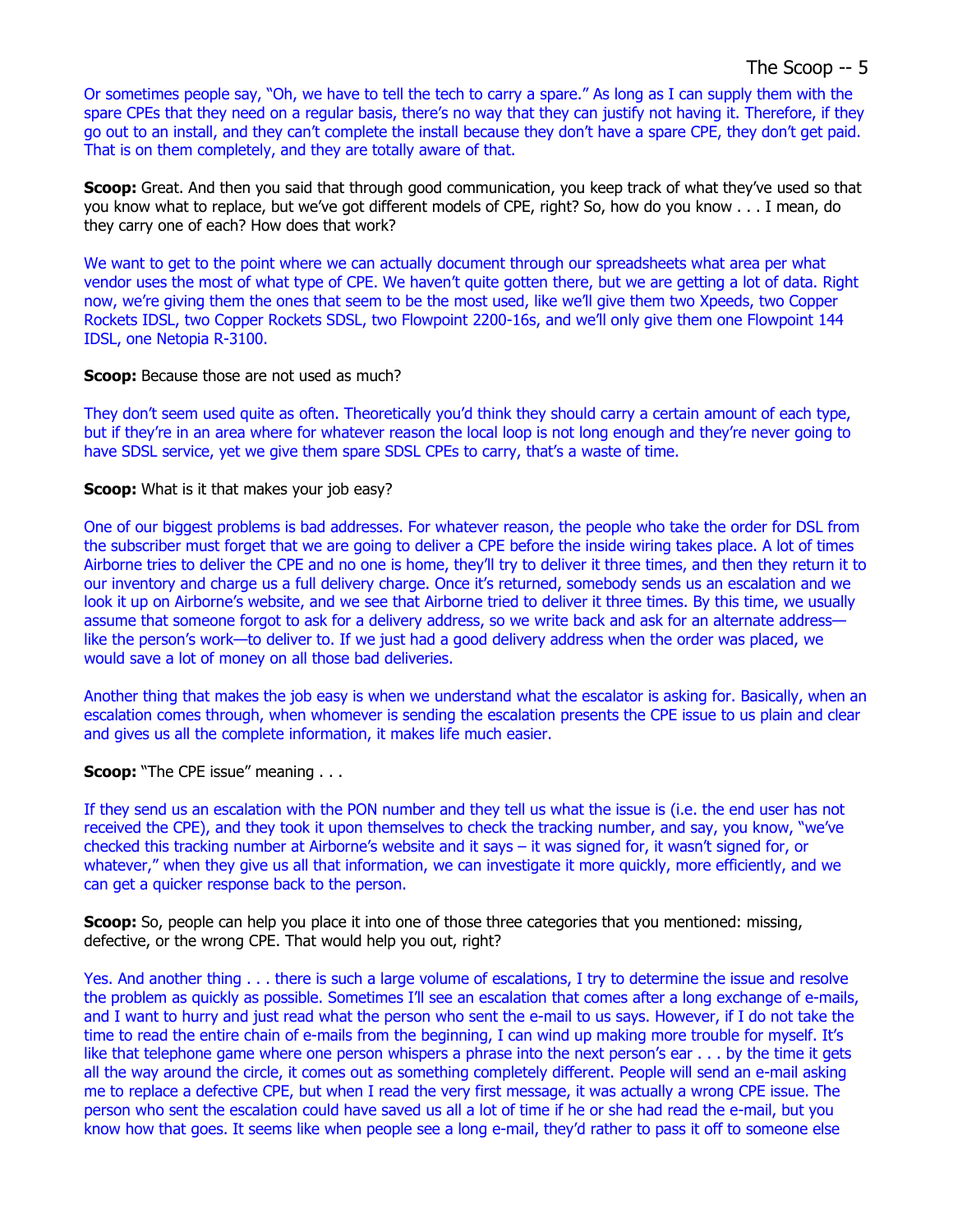Or sometimes people say, "Oh, we have to tell the tech to carry a spare." As long as I can supply them with the spare CPEs that they need on a regular basis, there's no way that they can justify not having it. Therefore, if they go out to an install, and they can't complete the install because they don't have a spare CPE, they don't get paid. That is on them completely, and they are totally aware of that.

**Scoop:** Great. And then you said that through good communication, you keep track of what they've used so that you know what to replace, but we've got different models of CPE, right? So, how do you know . . . I mean, do they carry one of each? How does that work?

We want to get to the point where we can actually document through our spreadsheets what area per what vendor uses the most of what type of CPE. We haven't quite gotten there, but we are getting a lot of data. Right now, we're giving them the ones that seem to be the most used, like we'll give them two Xpeeds, two Copper Rockets IDSL, two Copper Rockets SDSL, two Flowpoint 2200-16s, and we'll only give them one Flowpoint 144 IDSL, one Netopia R-3100.

**Scoop:** Because those are not used as much?

They don't seem used quite as often. Theoretically you'd think they should carry a certain amount of each type, but if they're in an area where for whatever reason the local loop is not long enough and they're never going to have SDSL service, yet we give them spare SDSL CPEs to carry, that's a waste of time.

**Scoop:** What is it that makes your job easy?

One of our biggest problems is bad addresses. For whatever reason, the people who take the order for DSL from the subscriber must forget that we are going to deliver a CPE before the inside wiring takes place. A lot of times Airborne tries to deliver the CPE and no one is home, they'll try to deliver it three times, and then they return it to our inventory and charge us a full delivery charge. Once it's returned, somebody sends us an escalation and we look it up on Airborne's website, and we see that Airborne tried to deliver it three times. By this time, we usually assume that someone forgot to ask for a delivery address, so we write back and ask for an alternate address—like the person's work—to deliver to. If we just had a good delivery address when the order was placed, we would save a lot of money on all those bad deliveries.

Another thing that makes the job easy is when we understand what the escalator is asking for. Basically, when an escalation comes through, when whomever is sending the escalation presents the CPE issue to us plain and clear and gives us all the complete information, it makes life much easier.

**Scoop:** "The CPE issue" meaning . . .

If they send us an escalation with the PON number and they tell us what the issue is (i.e. the end user has not received the CPE), and they took it upon themselves to check the tracking number, and say, you know, "we've checked this tracking number at Airborne's website and it says – it was signed for, it wasn't signed for, or whatever," when they give us all that information, we can investigate it more quickly, more efficiently, and we can get a quicker response back to the person.

**Scoop:** So, people can help you place it into one of those three categories that you mentioned: missing, defective, or the wrong CPE. That would help you out, right?

Yes. And another thing . . . there is such a large volume of escalations, I try to determine the issue and resolve the problem as quickly as possible. Sometimes I'll see an escalation that comes after a long exchange of e-mails, and I want to hurry and just read what the person who sent the e-mail to us says. However, if I do not take the time to read the entire chain of e-mails from the beginning, I can wind up making more trouble for myself. It's like that telephone game where one person whispers a phrase into the next person's ear . . . by the time it gets all the way around the circle, it comes out as something completely different. People will send an e-mail asking me to replace a defective CPE, but when I read the very first message, it was actually a wrong CPE issue. The person who sent the escalation could have saved us all a lot of time if he or she had read the e-mail, but you know how that goes. It seems like when people see a long e-mail, they'd rather to pass it off to someone else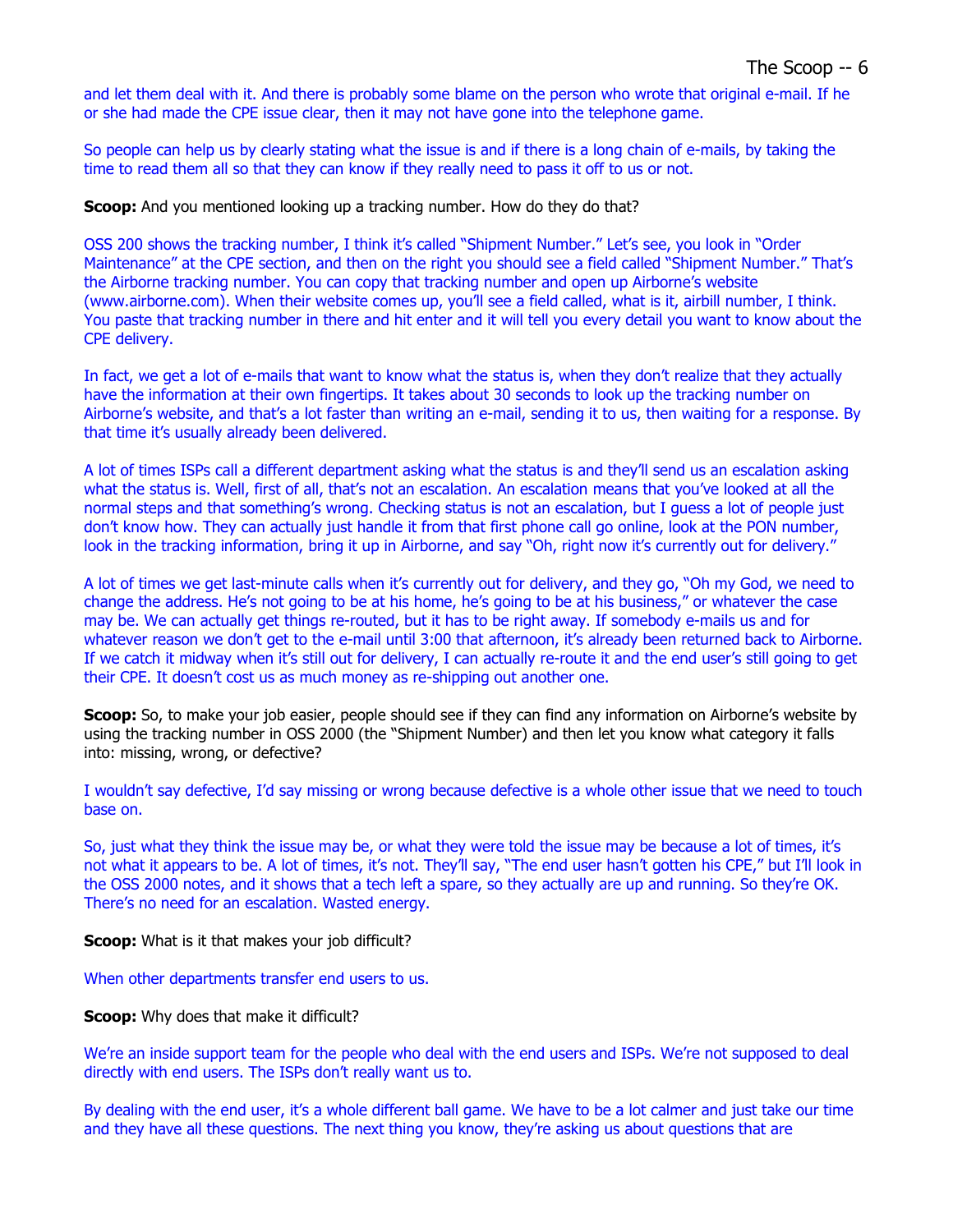and let them deal with it. And there is probably some blame on the person who wrote that original e-mail. If he or she had made the CPE issue clear, then it may not have gone into the telephone game.

So people can help us by clearly stating what the issue is and if there is a long chain of e-mails, by taking the time to read them all so that they can know if they really need to pass it off to us or not.

**Scoop:** And you mentioned looking up a tracking number. How do they do that?

OSS 200 shows the tracking number, I think it's called "Shipment Number." Let's see, you look in "Order Maintenance" at the CPE section, and then on the right you should see a field called "Shipment Number." That's the Airborne tracking number. You can copy that tracking number and open up Airborne's website (www.airborne.com). When their website comes up, you'll see a field called, what is it, airbill number, I think. You paste that tracking number in there and hit enter and it will tell you every detail you want to know about the CPE delivery.

In fact, we get a lot of e-mails that want to know what the status is, when they don't realize that they actually have the information at their own fingertips. It takes about 30 seconds to look up the tracking number on Airborne's website, and that's a lot faster than writing an e-mail, sending it to us, then waiting for a response. By that time it's usually already been delivered.

A lot of times ISPs call a different department asking what the status is and they'll send us an escalation asking what the status is. Well, first of all, that's not an escalation. An escalation means that you've looked at all the normal steps and that something's wrong. Checking status is not an escalation, but I guess a lot of people just don't know how. They can actually just handle it from that first phone call go online, look at the PON number, look in the tracking information, bring it up in Airborne, and say "Oh, right now it's currently out for delivery."

A lot of times we get last-minute calls when it's currently out for delivery, and they go, "Oh my God, we need to change the address. He's not going to be at his home, he's going to be at his business," or whatever the case may be. We can actually get things re-routed, but it has to be right away. If somebody e-mails us and for whatever reason we don't get to the e-mail until 3:00 that afternoon, it's already been returned back to Airborne. If we catch it midway when it's still out for delivery, I can actually re-route it and the end user's still going to get their CPE. It doesn't cost us as much money as re-shipping out another one.

**Scoop:** So, to make your job easier, people should see if they can find any information on Airborne's website by using the tracking number in OSS 2000 (the "Shipment Number) and then let you know what category it falls into: missing, wrong, or defective?

I wouldn't say defective, I'd say missing or wrong because defective is a whole other issue that we need to touch base on.

So, just what they think the issue may be, or what they were told the issue may be because a lot of times, it's not what it appears to be. A lot of times, it's not. They'll say, "The end user hasn't gotten his CPE," but I'll look in the OSS 2000 notes, and it shows that a tech left a spare, so they actually are up and running. So they're OK. There's no need for an escalation. Wasted energy.

**Scoop:** What is it that makes your job difficult?

When other departments transfer end users to us.

**Scoop:** Why does that make it difficult?

We're an inside support team for the people who deal with the end users and ISPs. We're not supposed to deal directly with end users. The ISPs don't really want us to.

By dealing with the end user, it's a whole different ball game. We have to be a lot calmer and just take our time and they have all these questions. The next thing you know, they're asking us about questions that are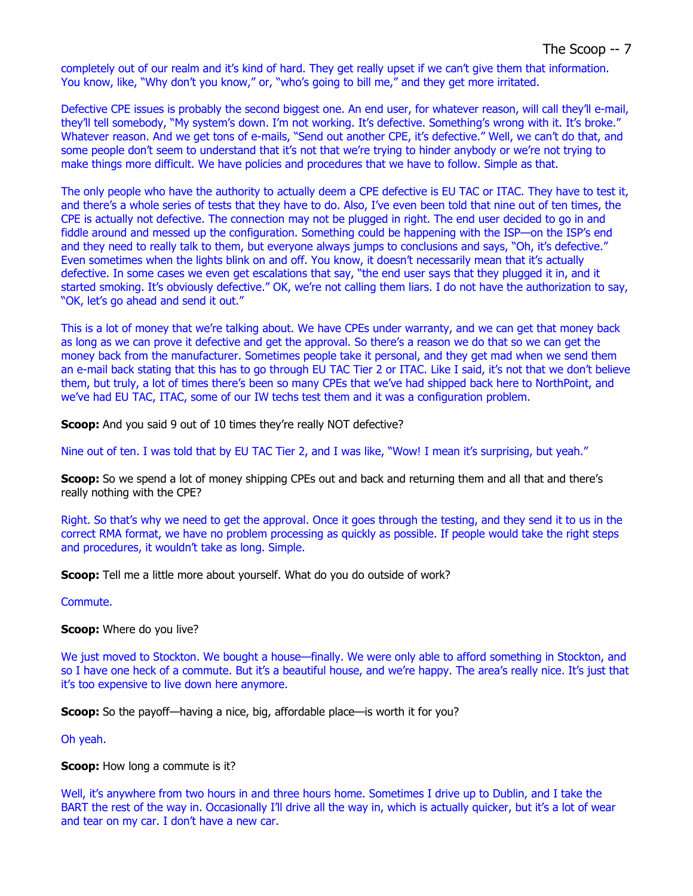completely out of our realm and it's kind of hard. They get really upset if we can't give them that information. You know, like, "Why don't you know," or, "who's going to bill me," and they get more irritated.

Defective CPE issues is probably the second biggest one. An end user, for whatever reason, will call they'll e-mail, they'll tell somebody, "My system's down. I'm not working. It's defective. Something's wrong with it. It's broke." Whatever reason. And we get tons of e-mails, "Send out another CPE, it's defective." Well, we can't do that, and some people don't seem to understand that it's not that we're trying to hinder anybody or we're not trying to make things more difficult. We have policies and procedures that we have to follow. Simple as that.

The only people who have the authority to actually deem a CPE defective is EU TAC or ITAC. They have to test it, and there's a whole series of tests that they have to do. Also, I've even been told that nine out of ten times, the CPE is actually not defective. The connection may not be plugged in right. The end user decided to go in and fiddle around and messed up the configuration. Something could be happening with the ISP—on the ISP's end and they need to really talk to them, but everyone always jumps to conclusions and says, "Oh, it's defective." Even sometimes when the lights blink on and off. You know, it doesn't necessarily mean that it's actually defective. In some cases we even get escalations that say, "the end user says that they plugged it in, and it started smoking. It's obviously defective." OK, we're not calling them liars. I do not have the authorization to say, "OK, let's go ahead and send it out."

This is a lot of money that we're talking about. We have CPEs under warranty, and we can get that money back as long as we can prove it defective and get the approval. So there's a reason we do that so we can get the money back from the manufacturer. Sometimes people take it personal, and they get mad when we send them an e-mail back stating that this has to go through EU TAC Tier 2 or ITAC. Like I said, it's not that we don't believe them, but truly, a lot of times there's been so many CPEs that we've had shipped back here to NorthPoint, and we've had EU TAC, ITAC, some of our IW techs test them and it was a configuration problem.

**Scoop:** And you said 9 out of 10 times they're really NOT defective?

Nine out of ten. I was told that by EU TAC Tier 2, and I was like, "Wow! I mean it's surprising, but yeah."

**Scoop:** So we spend a lot of money shipping CPEs out and back and returning them and all that and there's really nothing with the CPE?

Right. So that's why we need to get the approval. Once it goes through the testing, and they send it to us in the correct RMA format, we have no problem processing as quickly as possible. If people would take the right steps and procedures, it wouldn't take as long. Simple.

**Scoop:** Tell me a little more about yourself. What do you do outside of work?

Commute.

**Scoop:** Where do you live?

We just moved to Stockton. We bought a house—finally. We were only able to afford something in Stockton, and so I have one heck of a commute. But it's a beautiful house, and we're happy. The area's really nice. It's just that it's too expensive to live down here anymore.

**Scoop:** So the payoff—having a nice, big, affordable place—is worth it for you?

Oh yeah.

**Scoop:** How long a commute is it?

Well, it's anywhere from two hours in and three hours home. Sometimes I drive up to Dublin, and I take the BART the rest of the way in. Occasionally I'll drive all the way in, which is actually quicker, but it's a lot of wear and tear on my car. I don't have a new car.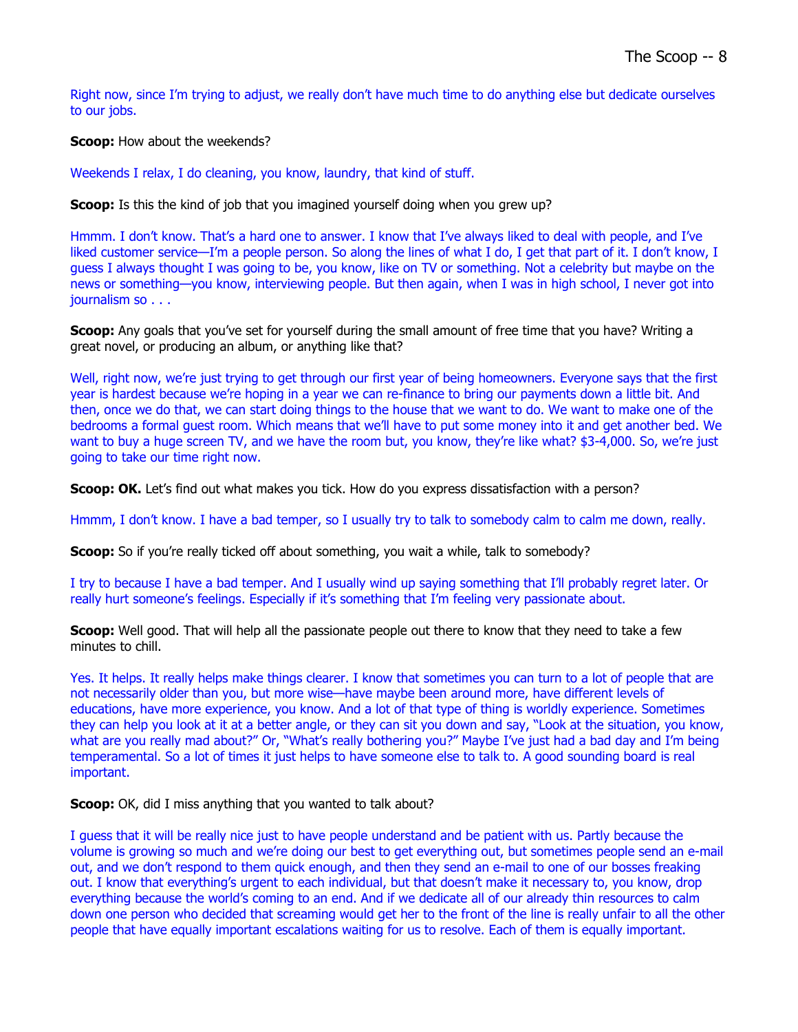Right now, since I'm trying to adjust, we really don't have much time to do anything else but dedicate ourselves to our jobs.

**Scoop:** How about the weekends?

Weekends I relax, I do cleaning, you know, laundry, that kind of stuff.

**Scoop:** Is this the kind of job that you imagined yourself doing when you grew up?

Hmmm. I don't know. That's a hard one to answer. I know that I've always liked to deal with people, and I've liked customer service—I'm a people person. So along the lines of what I do, I get that part of it. I don't know, I guess I always thought I was going to be, you know, like on TV or something. Not a celebrity but maybe on the news or something—you know, interviewing people. But then again, when I was in high school, I never got into journalism so . . .

**Scoop:** Any goals that you've set for yourself during the small amount of free time that you have? Writing a great novel, or producing an album, or anything like that?

Well, right now, we're just trying to get through our first year of being homeowners. Everyone says that the first year is hardest because we're hoping in a year we can re-finance to bring our payments down a little bit. And then, once we do that, we can start doing things to the house that we want to do. We want to make one of the bedrooms a formal guest room. Which means that we'll have to put some money into it and get another bed. We want to buy a huge screen TV, and we have the room but, you know, they're like what? $3-4,000. So, we're just going to take our time right now.

**Scoop: OK.** Let's find out what makes you tick. How do you express dissatisfaction with a person?

Hmmm, I don't know. I have a bad temper, so I usually try to talk to somebody calm to calm me down, really.

**Scoop:** So if you're really ticked off about something, you wait a while, talk to somebody?

I try to because I have a bad temper. And I usually wind up saying something that I'll probably regret later. Or really hurt someone's feelings. Especially if it's something that I'm feeling very passionate about.

**Scoop:** Well good. That will help all the passionate people out there to know that they need to take a few minutes to chill.

Yes. It helps. It really helps make things clearer. I know that sometimes you can turn to a lot of people that are not necessarily older than you, but more wise—have maybe been around more, have different levels of educations, have more experience, you know. And a lot of that type of thing is worldly experience. Sometimes they can help you look at it at a better angle, or they can sit you down and say, "Look at the situation, you know, what are you really mad about?" Or, "What's really bothering you?" Maybe I've just had a bad day and I'm being temperamental. So a lot of times it just helps to have someone else to talk to. A good sounding board is real important.

**Scoop:** OK, did I miss anything that you wanted to talk about?

I guess that it will be really nice just to have people understand and be patient with us. Partly because the volume is growing so much and we're doing our best to get everything out, but sometimes people send an e-mail out, and we don't respond to them quick enough, and then they send an e-mail to one of our bosses freaking out. I know that everything's urgent to each individual, but that doesn't make it necessary to, you know, drop everything because the world's coming to an end. And if we dedicate all of our already thin resources to calm down one person who decided that screaming would get her to the front of the line is really unfair to all the other people that have equally important escalations waiting for us to resolve. Each of them is equally important.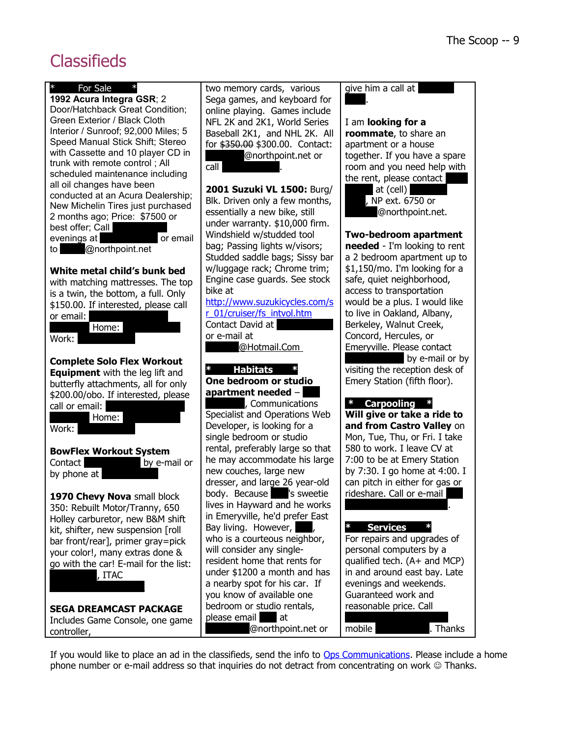# Classifieds

**\* For Sale \***

**1992 Acura Integra GSR**; 2 Door/Hatchback Great Condition; Green Exterior / Black Cloth Interior / Sunroof; 92,000 Miles; 5 Speed Manual Stick Shift; Stereo with Cassette and 10 player CD in trunk with remote control ; All scheduled maintenance including all oil changes have been conducted at an Acura Dealership; New Michelin Tires just purchased 2 months ago; Price: $7500 or best offer; Call evenings at or email to @northpoint.net

**White metal child's bunk bed** with matching mattresses. The top is a twin, the bottom, a full. Only $150.00. If interested, please call or email: Home: Work:

**Complete Solo Flex Workout Equipment** with the leg lift and butterfly attachments, all for only $200.00/obo. If interested, please call or email: Home: Work:

**BowFlex Workout System**
Contact by e-mail or by phone at

**1970 Chevy Nova** small block 350: Rebuilt Motor/Tranny, 650 Holley carburetor, new B&M shift kit, shifter, new suspension [roll bar front/rear], primer gray=pick your color!, many extras done & go with the car! E-mail for the list: , ITAC

**SEGA DREAMCAST PACKAGE**
Includes Game Console, one game controller, two memory cards, various Sega games, and keyboard for online playing. Games include NFL 2K and 2K1, World Series Baseball 2K1, and NHL 2K. All for ~~$350.00~~ $300.00. Contact: @northpoint.net or call .

**2001 Suzuki VL 1500:** Burg/ Blk. Driven only a few months, essentially a new bike, still under warranty. $10,000 firm. Windshield w/studded tool bag; Passing lights w/visors; Studded saddle bags; Sissy bar w/luggage rack; Chrome trim; Engine case guards. See stock bike at http://www.suzukicycles.com/sr_01/cruiser/fs_intvol.htm
Contact David at or e-mail at @Hotmail.Com

**\* Habitats \***

**One bedroom or studio apartment needed** – , Communications Specialist and Operations Web Developer, is looking for a single bedroom or studio rental, preferably large so that he may accommodate his large new couches, large new dresser, and large 26 year-old body. Because 's sweetie lives in Hayward and he works in Emeryville, he'd prefer East Bay living. However, , who is a courteous neighbor, will consider any single-resident home that rents for under $1200 a month and has a nearby spot for his car. If you know of available one bedroom or studio rentals, please email at @northpoint.net or give him a call at .

I am **looking for a roommate**, to share an apartment or a house together. If you have a spare room and you need help with the rent, please contact at (cell) , NP ext. 6750 or @northpoint.net.

**Two-bedroom apartment needed** - I'm looking to rent a 2 bedroom apartment up to $1,150/mo. I'm looking for a safe, quiet neighborhood, access to transportation would be a plus. I would like to live in Oakland, Albany, Berkeley, Walnut Creek, Concord, Hercules, or Emeryville. Please contact by e-mail or by visiting the reception desk of Emery Station (fifth floor).

**\* Carpooling \***

**Will give or take a ride to and from Castro Valley** on Mon, Tue, Thu, or Fri. I take 580 to work. I leave CV at 7:00 to be at Emery Station by 7:30. I go home at 4:00. I can pitch in either for gas or rideshare. Call or e-mail .

**\* Services \***

For repairs and upgrades of personal computers by a qualified tech. (A+ and MCP) in and around east bay. Late evenings and weekends. Guaranteed work and reasonable price. Call mobile . Thanks

If you would like to place an ad in the classifieds, send the info to Ops Communications. Please include a home phone number or e-mail address so that inquiries do not detract from concentrating on work ☺ Thanks.